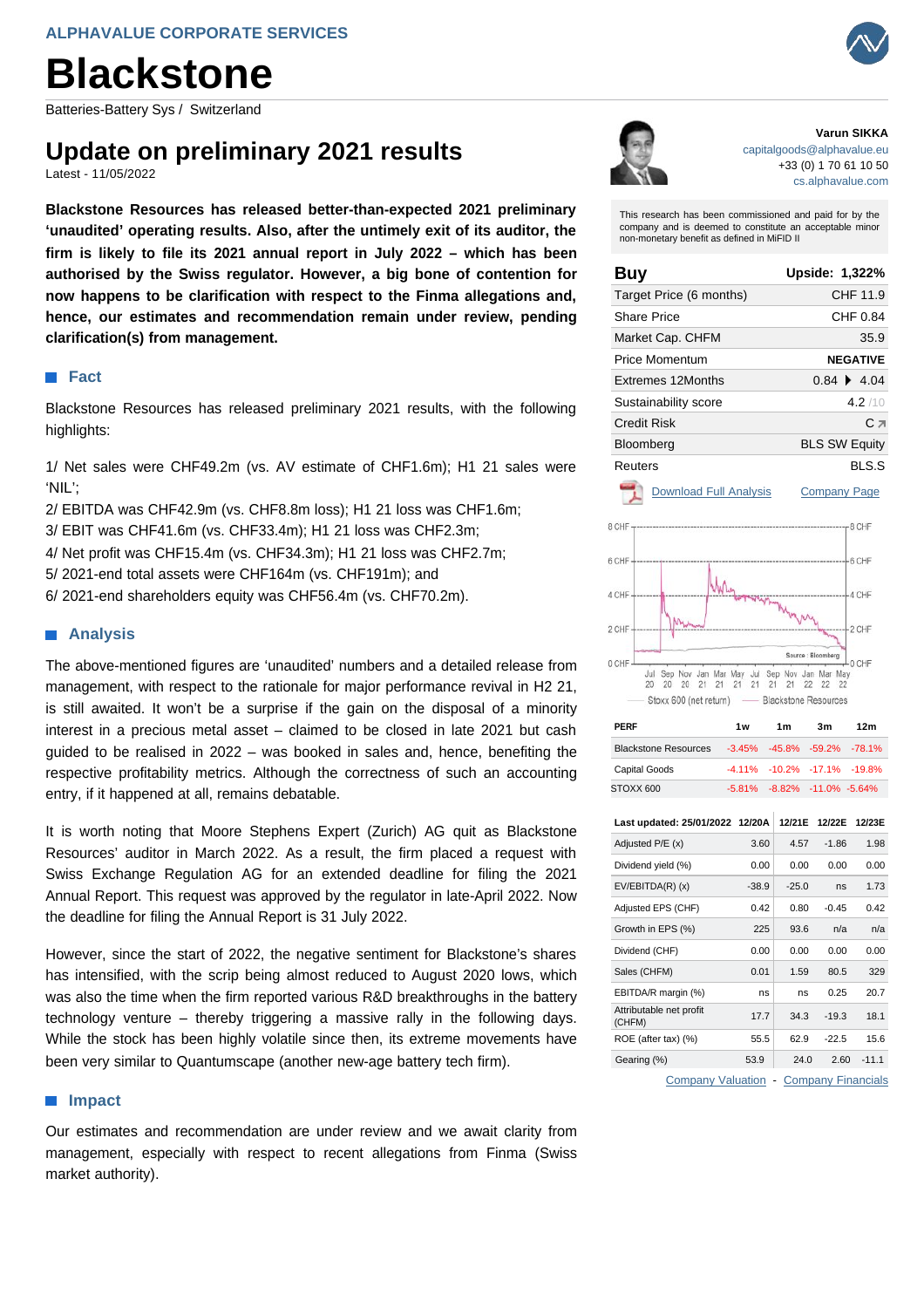ALPHAVALUE CORPORATE SERVICES

# Blackstone

Batteries-Battery Sys / Switzerland

## Update on preliminary 2021 results

Latest - 11/05/2022

**Blackstone Resources has released better-than-expected 2021 preliminary 'unaudited' operating results. Also, after the untimely exit of its auditor, the firm is likely to file its 2021 annual report in July 2022 – which has been authorised by the Swiss regulator. However, a big bone of contention for now happens to be clarification with respect to the Finma allegations and, hence, our estimates and recommendation remain under review, pending clarification(s) from management.**

### Fact

Blackstone Resources has released preliminary 2021 results, with the following highlights:

1/ Net sales were CHF49.2m (vs. AV estimate of CHF1.6m); H1 21 sales were 'NIL';
2/ EBITDA was CHF42.9m (vs. CHF8.8m loss); H1 21 loss was CHF1.6m;
3/ EBIT was CHF41.6m (vs. CHF33.4m); H1 21 loss was CHF2.3m;
4/ Net profit was CHF15.4m (vs. CHF34.3m); H1 21 loss was CHF2.7m;
5/ 2021-end total assets were CHF164m (vs. CHF191m); and
6/ 2021-end shareholders equity was CHF56.4m (vs. CHF70.2m).

### Analysis

The above-mentioned figures are 'unaudited' numbers and a detailed release from management, with respect to the rationale for major performance revival in H2 21, is still awaited. It won't be a surprise if the gain on the disposal of a minority interest in a precious metal asset – claimed to be closed in late 2021 but cash guided to be realised in 2022 – was booked in sales and, hence, benefiting the respective profitability metrics. Although the correctness of such an accounting entry, if it happened at all, remains debatable.

It is worth noting that Moore Stephens Expert (Zurich) AG quit as Blackstone Resources' auditor in March 2022. As a result, the firm placed a request with Swiss Exchange Regulation AG for an extended deadline for filing the 2021 Annual Report. This request was approved by the regulator in late-April 2022. Now the deadline for filing the Annual Report is 31 July 2022.

However, since the start of 2022, the negative sentiment for Blackstone's shares has intensified, with the scrip being almost reduced to August 2020 lows, which was also the time when the firm reported various R&D breakthroughs in the battery technology venture – thereby triggering a massive rally in the following days. While the stock has been highly volatile since then, its extreme movements have been very similar to Quantumscape (another new-age battery tech firm).

### Impact

Our estimates and recommendation are under review and we await clarity from management, especially with respect to recent allegations from Finma (Swiss market authority).

---

**Varun SIKKA**
capitalgoods@alphavalue.eu
+33 (0) 1 70 61 10 50
cs.alphavalue.com

This research has been commissioned and paid for by the company and is deemed to constitute an acceptable minor non-monetary benefit as defined in MiFID II

| **Buy** | **Upside: 1,322%** |
|---|---|
| Target Price (6 months) | CHF 11.9 |
| Share Price | CHF 0.84 |
| Market Cap. CHFM | 35.9 |
| Price Momentum | NEGATIVE |
| Extremes 12Months | 0.84 ▶ 4.04 |
| Sustainability score | 4.2 /10 |
| Credit Risk | C ↗ |
| Bloomberg | BLS SW Equity |
| Reuters | BLS.S |

Download Full Analysis — Company Page

Stoxx 600 (net return) — Blackstone Resources (Source: Bloomberg)

| PERF | 1w | 1m | 3m | 12m |
|---|---|---|---|---|
| Blackstone Resources | -3.45% | -45.8% | -59.2% | -78.1% |
| Capital Goods | -4.11% | -10.2% | -17.1% | -19.8% |
| STOXX 600 | -5.81% | -8.82% | -11.0% | -5.64% |

| Last updated: 25/01/2022 | 12/20A | 12/21E | 12/22E | 12/23E |
|---|---|---|---|---|
| Adjusted P/E (x) | 3.60 | 4.57 | -1.86 | 1.98 |
| Dividend yield (%) | 0.00 | 0.00 | 0.00 | 0.00 |
| EV/EBITDA(R) (x) | -38.9 | -25.0 | ns | 1.73 |
| Adjusted EPS (CHF) | 0.42 | 0.80 | -0.45 | 0.42 |
| Growth in EPS (%) | 225 | 93.6 | n/a | n/a |
| Dividend (CHF) | 0.00 | 0.00 | 0.00 | 0.00 |
| Sales (CHFM) | 0.01 | 1.59 | 80.5 | 329 |
| EBITDA/R margin (%) | ns | ns | 0.25 | 20.7 |
| Attributable net profit (CHFM) | 17.7 | 34.3 | -19.3 | 18.1 |
| ROE (after tax) (%) | 55.5 | 62.9 | -22.5 | 15.6 |
| Gearing (%) | 53.9 | 24.0 | 2.60 | -11.1 |

Company Valuation - Company Financials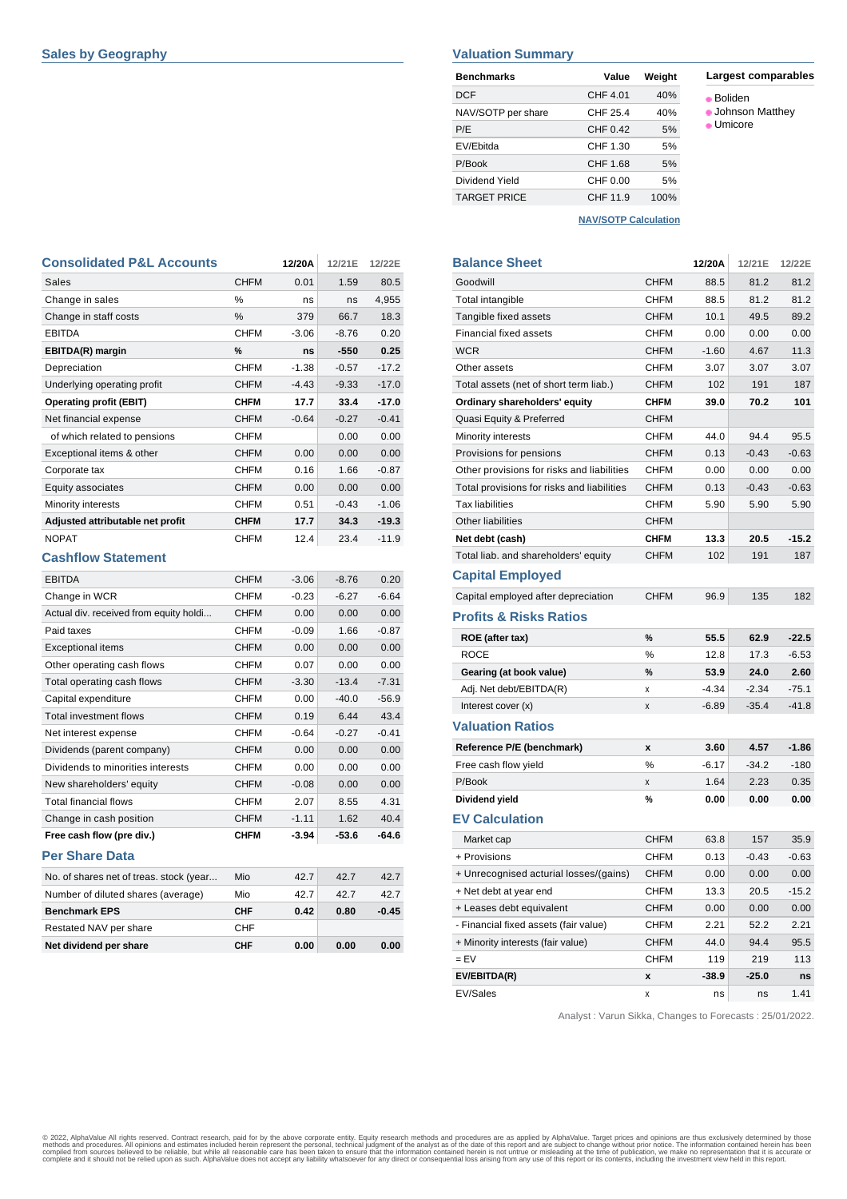## Sales by Geography

## Valuation Summary

| Benchmarks | Value | Weight |
|---|---|---|
| DCF | CHF 4.01 | 40% |
| NAV/SOTP per share | CHF 25.4 | 40% |
| P/E | CHF 0.42 | 5% |
| EV/Ebitda | CHF 1.30 | 5% |
| P/Book | CHF 1.68 | 5% |
| Dividend Yield | CHF 0.00 | 5% |
| TARGET PRICE | CHF 11.9 | 100% |

NAV/SOTP Calculation

**Largest comparables**

- Boliden
- Johnson Matthey
- Umicore

## Consolidated P&L Accounts

| | | 12/20A | 12/21E | 12/22E |
|---|---|---|---|---|
| Sales | CHFM | 0.01 | 1.59 | 80.5 |
| Change in sales | % | ns | ns | 4,955 |
| Change in staff costs | % | 379 | 66.7 | 18.3 |
| EBITDA | CHFM | -3.06 | -8.76 | 0.20 |
| **EBITDA(R) margin** | **%** | **ns** | **-550** | **0.25** |
| Depreciation | CHFM | -1.38 | -0.57 | -17.2 |
| Underlying operating profit | CHFM | -4.43 | -9.33 | -17.0 |
| **Operating profit (EBIT)** | **CHFM** | **17.7** | **33.4** | **-17.0** |
| Net financial expense | CHFM | -0.64 | -0.27 | -0.41 |
| of which related to pensions | CHFM | | 0.00 | 0.00 |
| Exceptional items & other | CHFM | 0.00 | 0.00 | 0.00 |
| Corporate tax | CHFM | 0.16 | 1.66 | -0.87 |
| Equity associates | CHFM | 0.00 | 0.00 | 0.00 |
| Minority interests | CHFM | 0.51 | -0.43 | -1.06 |
| **Adjusted attributable net profit** | **CHFM** | **17.7** | **34.3** | **-19.3** |
| NOPAT | CHFM | 12.4 | 23.4 | -11.9 |

## Cashflow Statement

| | | 12/20A | 12/21E | 12/22E |
|---|---|---|---|---|
| EBITDA | CHFM | -3.06 | -8.76 | 0.20 |
| Change in WCR | CHFM | -0.23 | -6.27 | -6.64 |
| Actual div. received from equity holdi... | CHFM | 0.00 | 0.00 | 0.00 |
| Paid taxes | CHFM | -0.09 | 1.66 | -0.87 |
| Exceptional items | CHFM | 0.00 | 0.00 | 0.00 |
| Other operating cash flows | CHFM | 0.07 | 0.00 | 0.00 |
| Total operating cash flows | CHFM | -3.30 | -13.4 | -7.31 |
| Capital expenditure | CHFM | 0.00 | -40.0 | -56.9 |
| Total investment flows | CHFM | 0.19 | 6.44 | 43.4 |
| Net interest expense | CHFM | -0.64 | -0.27 | -0.41 |
| Dividends (parent company) | CHFM | 0.00 | 0.00 | 0.00 |
| Dividends to minorities interests | CHFM | 0.00 | 0.00 | 0.00 |
| New shareholders' equity | CHFM | -0.08 | 0.00 | 0.00 |
| Total financial flows | CHFM | 2.07 | 8.55 | 4.31 |
| Change in cash position | CHFM | -1.11 | 1.62 | 40.4 |
| **Free cash flow (pre div.)** | **CHFM** | **-3.94** | **-53.6** | **-64.6** |

## Per Share Data

| | | 12/20A | 12/21E | 12/22E |
|---|---|---|---|---|
| No. of shares net of treas. stock (year... | Mio | 42.7 | 42.7 | 42.7 |
| Number of diluted shares (average) | Mio | 42.7 | 42.7 | 42.7 |
| **Benchmark EPS** | **CHF** | **0.42** | **0.80** | **-0.45** |
| Restated NAV per share | CHF | | | |
| **Net dividend per share** | **CHF** | **0.00** | **0.00** | **0.00** |

## Balance Sheet

| | | 12/20A | 12/21E | 12/22E |
|---|---|---|---|---|
| Goodwill | CHFM | 88.5 | 81.2 | 81.2 |
| Total intangible | CHFM | 88.5 | 81.2 | 81.2 |
| Tangible fixed assets | CHFM | 10.1 | 49.5 | 89.2 |
| Financial fixed assets | CHFM | 0.00 | 0.00 | 0.00 |
| WCR | CHFM | -1.60 | 4.67 | 11.3 |
| Other assets | CHFM | 3.07 | 3.07 | 3.07 |
| Total assets (net of short term liab.) | CHFM | 102 | 191 | 187 |
| **Ordinary shareholders' equity** | **CHFM** | **39.0** | **70.2** | **101** |
| Quasi Equity & Preferred | CHFM | | | |
| Minority interests | CHFM | 44.0 | 94.4 | 95.5 |
| Provisions for pensions | CHFM | 0.13 | -0.43 | -0.63 |
| Other provisions for risks and liabilities | CHFM | 0.00 | 0.00 | 0.00 |
| Total provisions for risks and liabilities | CHFM | 0.13 | -0.43 | -0.63 |
| Tax liabilities | CHFM | 5.90 | 5.90 | 5.90 |
| Other liabilities | CHFM | | | |
| **Net debt (cash)** | **CHFM** | **13.3** | **20.5** | **-15.2** |
| Total liab. and shareholders' equity | CHFM | 102 | 191 | 187 |

## Capital Employed

| | | 12/20A | 12/21E | 12/22E |
|---|---|---|---|---|
| Capital employed after depreciation | CHFM | 96.9 | 135 | 182 |

## Profits & Risks Ratios

| | | 12/20A | 12/21E | 12/22E |
|---|---|---|---|---|
| **ROE (after tax)** | **%** | **55.5** | **62.9** | **-22.5** |
| ROCE | % | 12.8 | 17.3 | -6.53 |
| **Gearing (at book value)** | **%** | **53.9** | **24.0** | **2.60** |
| Adj. Net debt/EBITDA(R) | x | -4.34 | -2.34 | -75.1 |
| Interest cover (x) | x | -6.89 | -35.4 | -41.8 |

## Valuation Ratios

| | | 12/20A | 12/21E | 12/22E |
|---|---|---|---|---|
| **Reference P/E (benchmark)** | **x** | **3.60** | **4.57** | **-1.86** |
| Free cash flow yield | % | -6.17 | -34.2 | -180 |
| P/Book | x | 1.64 | 2.23 | 0.35 |
| **Dividend yield** | **%** | **0.00** | **0.00** | **0.00** |

## EV Calculation

| | | 12/20A | 12/21E | 12/22E |
|---|---|---|---|---|
| Market cap | CHFM | 63.8 | 157 | 35.9 |
| + Provisions | CHFM | 0.13 | -0.43 | -0.63 |
| + Unrecognised acturial losses/(gains) | CHFM | 0.00 | 0.00 | 0.00 |
| + Net debt at year end | CHFM | 13.3 | 20.5 | -15.2 |
| + Leases debt equivalent | CHFM | 0.00 | 0.00 | 0.00 |
| - Financial fixed assets (fair value) | CHFM | 2.21 | 52.2 | 2.21 |
| + Minority interests (fair value) | CHFM | 44.0 | 94.4 | 95.5 |
| = EV | CHFM | 119 | 219 | 113 |
| **EV/EBITDA(R)** | **x** | **-38.9** | **-25.0** | **ns** |
| EV/Sales | x | ns | ns | 1.41 |

Analyst : Varun Sikka, Changes to Forecasts : 25/01/2022.

© 2022, AlphaValue All rights reserved. Contract research, paid for by the above corporate entity. Equity research methods and procedures are as applied by AlphaValue. Target prices and opinions are thus exclusively determined by those methods and procedures. All opinions and estimates included herein represent the personal, technical judgment of the analyst as of the date of this report and are subject to change without prior notice. The information contained herein has been compiled from sources believed to be reliable, but while all reasonable care has been taken to ensure that the information contained herein is not untrue or misleading at the time of publication, we make no representation that it is accurate or complete and it should not be relied upon as such. AlphaValue does not accept any liability whatsoever for any direct or consequential loss arising from any use of this report or its contents, including the investment view held in this report.